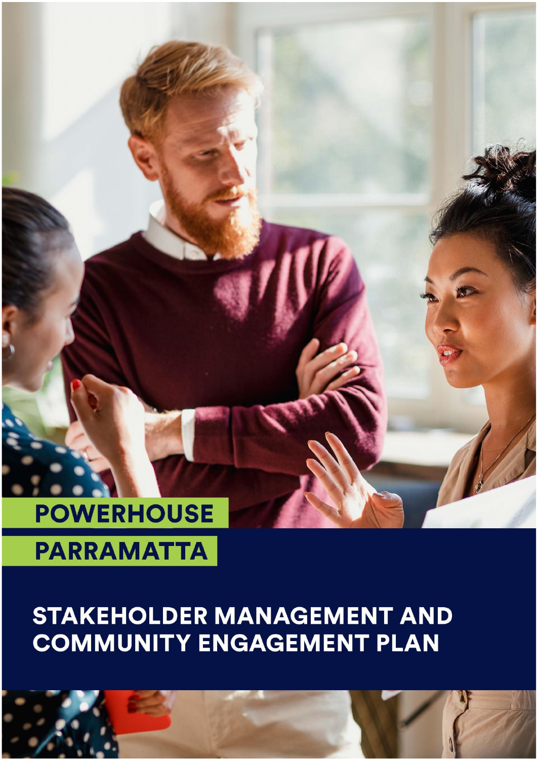POWERHOUSE

PARRAMATTA

# STAKEHOLDER MANAGEMENT AND COMMUNITY ENGAGEMENT PLAN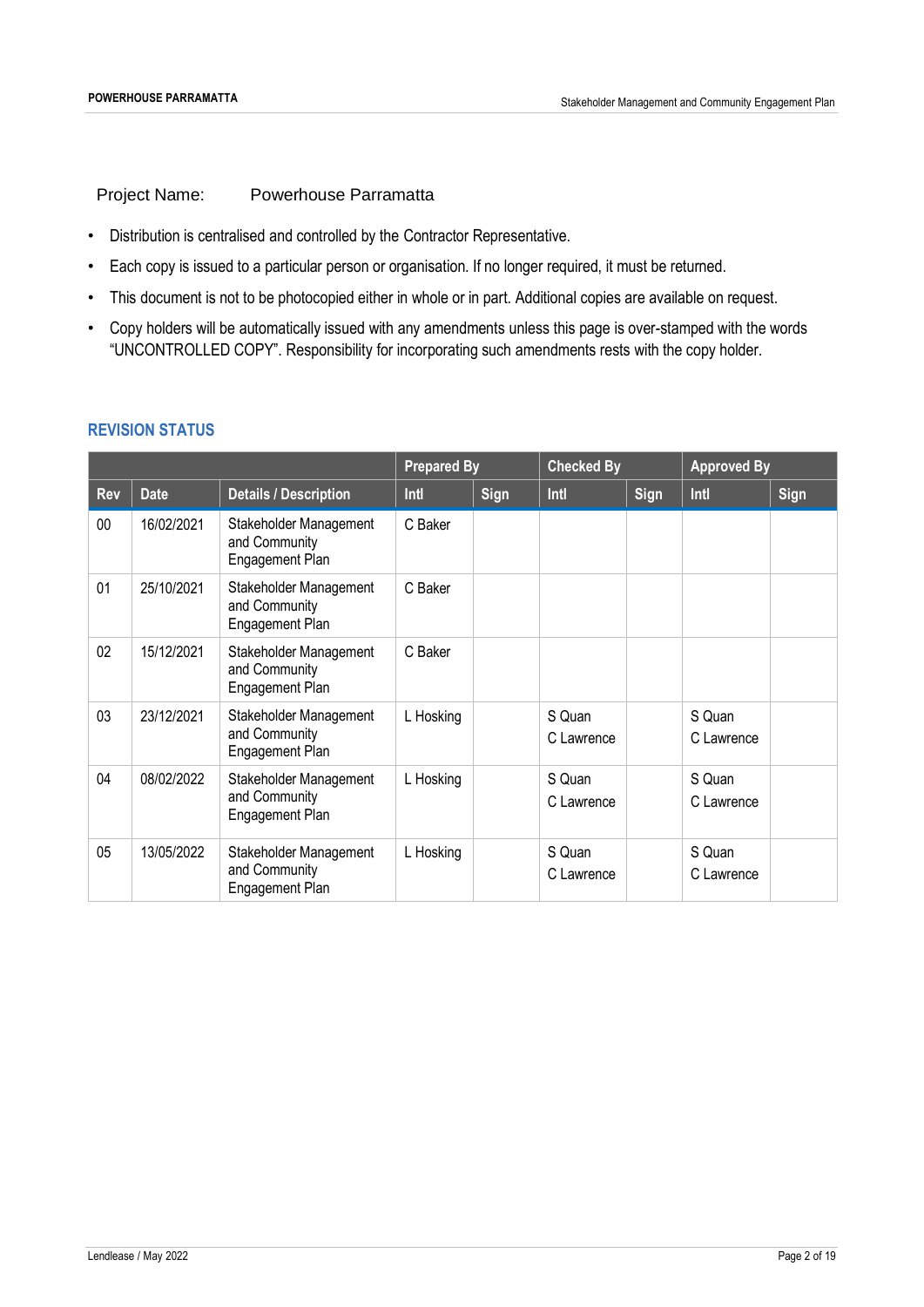Project Name: Powerhouse Parramatta

- Distribution is centralised and controlled by the Contractor Representative.
- Each copy is issued to a particular person or organisation. If no longer required, it must be returned.
- This document is not to be photocopied either in whole or in part. Additional copies are available on request.
- Copy holders will be automatically issued with any amendments unless this page is over-stamped with the words "UNCONTROLLED COPY". Responsibility for incorporating such amendments rests with the copy holder.

## REVISION STATUS

| | | | Prepared By | | Checked By | | Approved By | |
|---|---|---|---|---|---|---|---|---|
| **Rev** | **Date** | **Details / Description** | **Intl** | **Sign** | **Intl** | **Sign** | **Intl** | **Sign** |
| 00 | 16/02/2021 | Stakeholder Management and Community Engagement Plan | C Baker | | | | | |
| 01 | 25/10/2021 | Stakeholder Management and Community Engagement Plan | C Baker | | | | | |
| 02 | 15/12/2021 | Stakeholder Management and Community Engagement Plan | C Baker | | | | | |
| 03 | 23/12/2021 | Stakeholder Management and Community Engagement Plan | L Hosking | | S Quan C Lawrence | | S Quan C Lawrence | |
| 04 | 08/02/2022 | Stakeholder Management and Community Engagement Plan | L Hosking | | S Quan C Lawrence | | S Quan C Lawrence | |
| 05 | 13/05/2022 | Stakeholder Management and Community Engagement Plan | L Hosking | | S Quan C Lawrence | | S Quan C Lawrence | |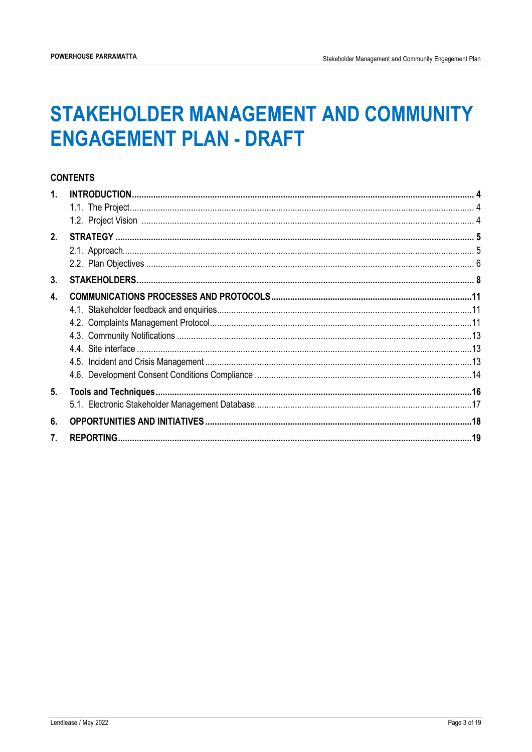# STAKEHOLDER MANAGEMENT AND COMMUNITY ENGAGEMENT PLAN - DRAFT

**CONTENTS**

**1. INTRODUCTION** .......... **4**
- 1.1. The Project .......... 4
- 1.2. Project Vision .......... 4

**2. STRATEGY** .......... **5**
- 2.1. Approach .......... 5
- 2.2. Plan Objectives .......... 6

**3. STAKEHOLDERS** .......... **8**

**4. COMMUNICATIONS PROCESSES AND PROTOCOLS** .......... **11**
- 4.1. Stakeholder feedback and enquiries .......... 11
- 4.2. Complaints Management Protocol .......... 11
- 4.3. Community Notifications .......... 13
- 4.4. Site interface .......... 13
- 4.5. Incident and Crisis Management .......... 13
- 4.6. Development Consent Conditions Compliance .......... 14

**5. Tools and Techniques** .......... **16**
- 5.1. Electronic Stakeholder Management Database .......... 17

**6. OPPORTUNITIES AND INITIATIVES** .......... **18**

**7. REPORTING** .......... **19**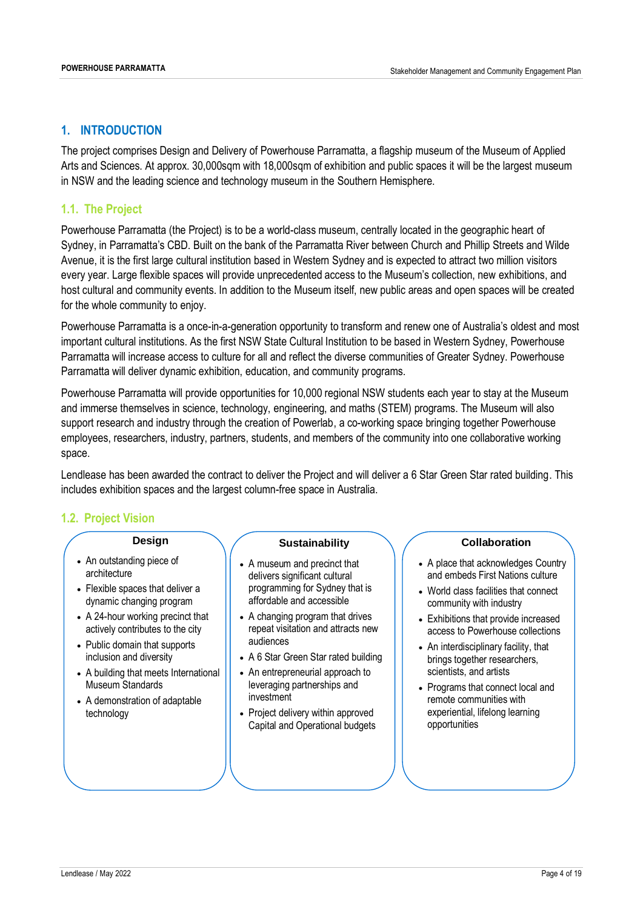# 1. INTRODUCTION

The project comprises Design and Delivery of Powerhouse Parramatta, a flagship museum of the Museum of Applied Arts and Sciences. At approx. 30,000sqm with 18,000sqm of exhibition and public spaces it will be the largest museum in NSW and the leading science and technology museum in the Southern Hemisphere.

## 1.1. The Project

Powerhouse Parramatta (the Project) is to be a world-class museum, centrally located in the geographic heart of Sydney, in Parramatta's CBD. Built on the bank of the Parramatta River between Church and Phillip Streets and Wilde Avenue, it is the first large cultural institution based in Western Sydney and is expected to attract two million visitors every year. Large flexible spaces will provide unprecedented access to the Museum's collection, new exhibitions, and host cultural and community events. In addition to the Museum itself, new public areas and open spaces will be created for the whole community to enjoy.

Powerhouse Parramatta is a once-in-a-generation opportunity to transform and renew one of Australia's oldest and most important cultural institutions. As the first NSW State Cultural Institution to be based in Western Sydney, Powerhouse Parramatta will increase access to culture for all and reflect the diverse communities of Greater Sydney. Powerhouse Parramatta will deliver dynamic exhibition, education, and community programs.

Powerhouse Parramatta will provide opportunities for 10,000 regional NSW students each year to stay at the Museum and immerse themselves in science, technology, engineering, and maths (STEM) programs. The Museum will also support research and industry through the creation of Powerlab, a co-working space bringing together Powerhouse employees, researchers, industry, partners, students, and members of the community into one collaborative working space.

Lendlease has been awarded the contract to deliver the Project and will deliver a 6 Star Green Star rated building. This includes exhibition spaces and the largest column-free space in Australia.

## 1.2. Project Vision

**Design**

- An outstanding piece of architecture
- Flexible spaces that deliver a dynamic changing program
- A 24-hour working precinct that actively contributes to the city
- Public domain that supports inclusion and diversity
- A building that meets International Museum Standards
- A demonstration of adaptable technology

**Sustainability**

- A museum and precinct that delivers significant cultural programming for Sydney that is affordable and accessible
- A changing program that drives repeat visitation and attracts new audiences
- A 6 Star Green Star rated building
- An entrepreneurial approach to leveraging partnerships and investment
- Project delivery within approved Capital and Operational budgets

**Collaboration**

- A place that acknowledges Country and embeds First Nations culture
- World class facilities that connect community with industry
- Exhibitions that provide increased access to Powerhouse collections
- An interdisciplinary facility, that brings together researchers, scientists, and artists
- Programs that connect local and remote communities with experiential, lifelong learning opportunities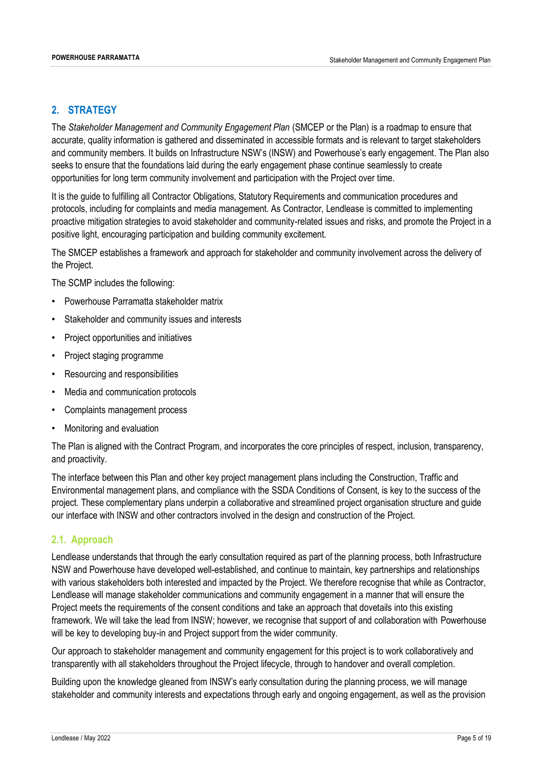## 2. STRATEGY

The *Stakeholder Management and Community Engagement Plan* (SMCEP or the Plan) is a roadmap to ensure that accurate, quality information is gathered and disseminated in accessible formats and is relevant to target stakeholders and community members. It builds on Infrastructure NSW's (INSW) and Powerhouse's early engagement. The Plan also seeks to ensure that the foundations laid during the early engagement phase continue seamlessly to create opportunities for long term community involvement and participation with the Project over time.

It is the guide to fulfilling all Contractor Obligations, Statutory Requirements and communication procedures and protocols, including for complaints and media management. As Contractor, Lendlease is committed to implementing proactive mitigation strategies to avoid stakeholder and community-related issues and risks, and promote the Project in a positive light, encouraging participation and building community excitement.

The SMCEP establishes a framework and approach for stakeholder and community involvement across the delivery of the Project.

The SCMP includes the following:

- Powerhouse Parramatta stakeholder matrix
- Stakeholder and community issues and interests
- Project opportunities and initiatives
- Project staging programme
- Resourcing and responsibilities
- Media and communication protocols
- Complaints management process
- Monitoring and evaluation

The Plan is aligned with the Contract Program, and incorporates the core principles of respect, inclusion, transparency, and proactivity.

The interface between this Plan and other key project management plans including the Construction, Traffic and Environmental management plans, and compliance with the SSDA Conditions of Consent, is key to the success of the project. These complementary plans underpin a collaborative and streamlined project organisation structure and guide our interface with INSW and other contractors involved in the design and construction of the Project.

### 2.1. Approach

Lendlease understands that through the early consultation required as part of the planning process, both Infrastructure NSW and Powerhouse have developed well-established, and continue to maintain, key partnerships and relationships with various stakeholders both interested and impacted by the Project. We therefore recognise that while as Contractor, Lendlease will manage stakeholder communications and community engagement in a manner that will ensure the Project meets the requirements of the consent conditions and take an approach that dovetails into this existing framework. We will take the lead from INSW; however, we recognise that support of and collaboration with Powerhouse will be key to developing buy-in and Project support from the wider community.

Our approach to stakeholder management and community engagement for this project is to work collaboratively and transparently with all stakeholders throughout the Project lifecycle, through to handover and overall completion.

Building upon the knowledge gleaned from INSW's early consultation during the planning process, we will manage stakeholder and community interests and expectations through early and ongoing engagement, as well as the provision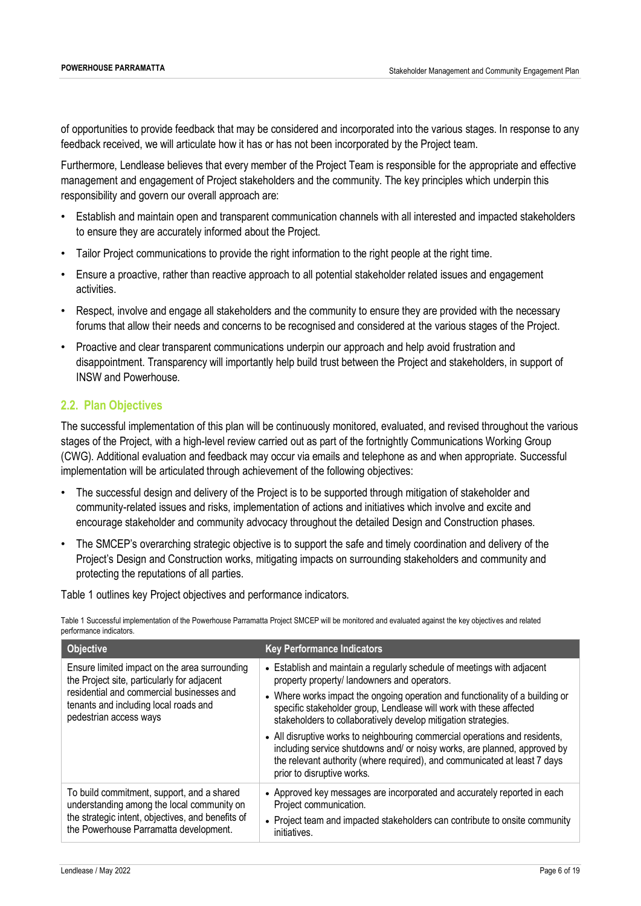of opportunities to provide feedback that may be considered and incorporated into the various stages. In response to any feedback received, we will articulate how it has or has not been incorporated by the Project team.

Furthermore, Lendlease believes that every member of the Project Team is responsible for the appropriate and effective management and engagement of Project stakeholders and the community. The key principles which underpin this responsibility and govern our overall approach are:

- Establish and maintain open and transparent communication channels with all interested and impacted stakeholders to ensure they are accurately informed about the Project.
- Tailor Project communications to provide the right information to the right people at the right time.
- Ensure a proactive, rather than reactive approach to all potential stakeholder related issues and engagement activities.
- Respect, involve and engage all stakeholders and the community to ensure they are provided with the necessary forums that allow their needs and concerns to be recognised and considered at the various stages of the Project.
- Proactive and clear transparent communications underpin our approach and help avoid frustration and disappointment. Transparency will importantly help build trust between the Project and stakeholders, in support of INSW and Powerhouse.

## 2.2. Plan Objectives

The successful implementation of this plan will be continuously monitored, evaluated, and revised throughout the various stages of the Project, with a high-level review carried out as part of the fortnightly Communications Working Group (CWG). Additional evaluation and feedback may occur via emails and telephone as and when appropriate. Successful implementation will be articulated through achievement of the following objectives:

- The successful design and delivery of the Project is to be supported through mitigation of stakeholder and community-related issues and risks, implementation of actions and initiatives which involve and excite and encourage stakeholder and community advocacy throughout the detailed Design and Construction phases.
- The SMCEP's overarching strategic objective is to support the safe and timely coordination and delivery of the Project's Design and Construction works, mitigating impacts on surrounding stakeholders and community and protecting the reputations of all parties.

Table 1 outlines key Project objectives and performance indicators.

Table 1 Successful implementation of the Powerhouse Parramatta Project SMCEP will be monitored and evaluated against the key objectives and related performance indicators.

| Objective | Key Performance Indicators |
|---|---|
| Ensure limited impact on the area surrounding the Project site, particularly for adjacent residential and commercial businesses and tenants and including local roads and pedestrian access ways | • Establish and maintain a regularly schedule of meetings with adjacent property property/ landowners and operators.<br>• Where works impact the ongoing operation and functionality of a building or specific stakeholder group, Lendlease will work with these affected stakeholders to collaboratively develop mitigation strategies.<br>• All disruptive works to neighbouring commercial operations and residents, including service shutdowns and/ or noisy works, are planned, approved by the relevant authority (where required), and communicated at least 7 days prior to disruptive works. |
| To build commitment, support, and a shared understanding among the local community on the strategic intent, objectives, and benefits of the Powerhouse Parramatta development. | • Approved key messages are incorporated and accurately reported in each Project communication.<br>• Project team and impacted stakeholders can contribute to onsite community initiatives. |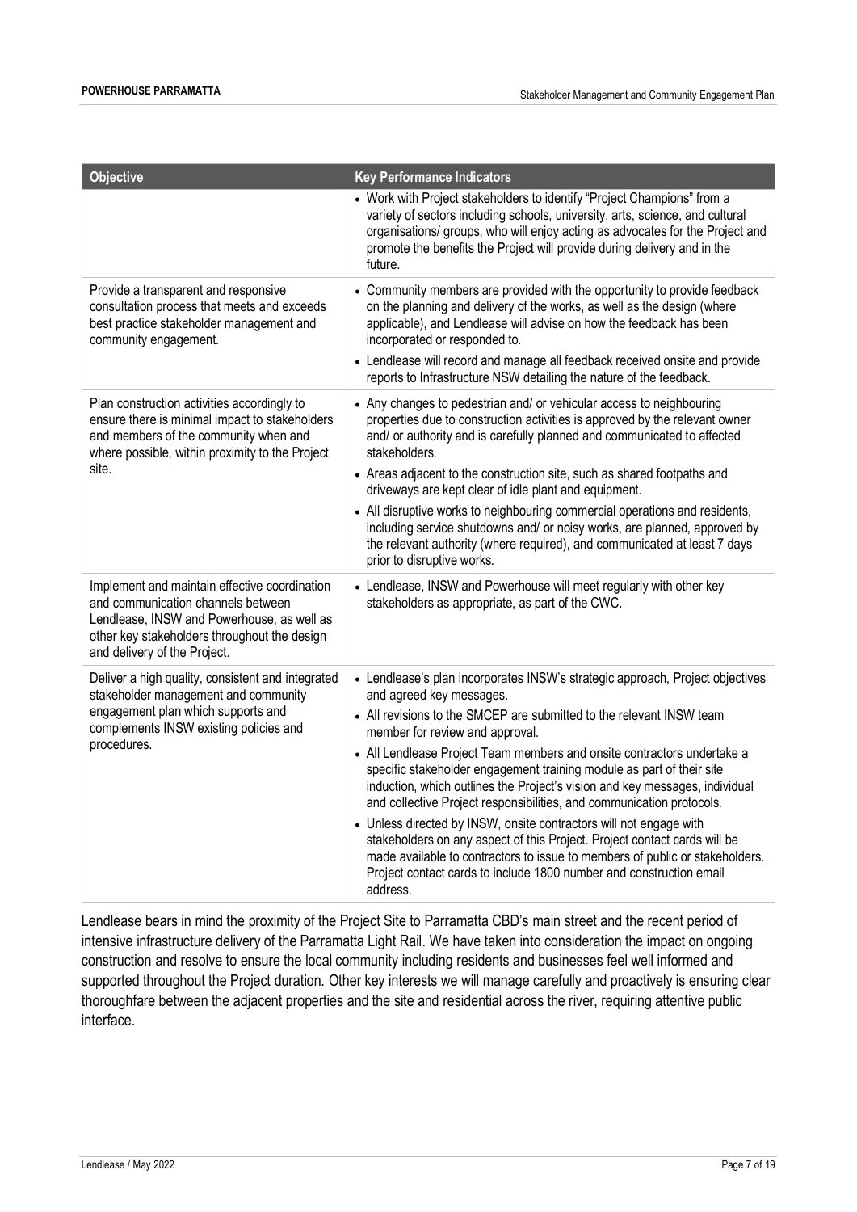| Objective | Key Performance Indicators |
| --- | --- |
| | • Work with Project stakeholders to identify "Project Champions" from a variety of sectors including schools, university, arts, science, and cultural organisations/ groups, who will enjoy acting as advocates for the Project and promote the benefits the Project will provide during delivery and in the future. |
| Provide a transparent and responsive consultation process that meets and exceeds best practice stakeholder management and community engagement. | • Community members are provided with the opportunity to provide feedback on the planning and delivery of the works, as well as the design (where applicable), and Lendlease will advise on how the feedback has been incorporated or responded to.<br>• Lendlease will record and manage all feedback received onsite and provide reports to Infrastructure NSW detailing the nature of the feedback. |
| Plan construction activities accordingly to ensure there is minimal impact to stakeholders and members of the community when and where possible, within proximity to the Project site. | • Any changes to pedestrian and/ or vehicular access to neighbouring properties due to construction activities is approved by the relevant owner and/ or authority and is carefully planned and communicated to affected stakeholders.<br>• Areas adjacent to the construction site, such as shared footpaths and driveways are kept clear of idle plant and equipment.<br>• All disruptive works to neighbouring commercial operations and residents, including service shutdowns and/ or noisy works, are planned, approved by the relevant authority (where required), and communicated at least 7 days prior to disruptive works. |
| Implement and maintain effective coordination and communication channels between Lendlease, INSW and Powerhouse, as well as other key stakeholders throughout the design and delivery of the Project. | • Lendlease, INSW and Powerhouse will meet regularly with other key stakeholders as appropriate, as part of the CWC. |
| Deliver a high quality, consistent and integrated stakeholder management and community engagement plan which supports and complements INSW existing policies and procedures. | • Lendlease's plan incorporates INSW's strategic approach, Project objectives and agreed key messages.<br>• All revisions to the SMCEP are submitted to the relevant INSW team member for review and approval.<br>• All Lendlease Project Team members and onsite contractors undertake a specific stakeholder engagement training module as part of their site induction, which outlines the Project's vision and key messages, individual and collective Project responsibilities, and communication protocols.<br>• Unless directed by INSW, onsite contractors will not engage with stakeholders on any aspect of this Project. Project contact cards will be made available to contractors to issue to members of public or stakeholders. Project contact cards to include 1800 number and construction email address. |

Lendlease bears in mind the proximity of the Project Site to Parramatta CBD's main street and the recent period of intensive infrastructure delivery of the Parramatta Light Rail. We have taken into consideration the impact on ongoing construction and resolve to ensure the local community including residents and businesses feel well informed and supported throughout the Project duration. Other key interests we will manage carefully and proactively is ensuring clear thoroughfare between the adjacent properties and the site and residential across the river, requiring attentive public interface.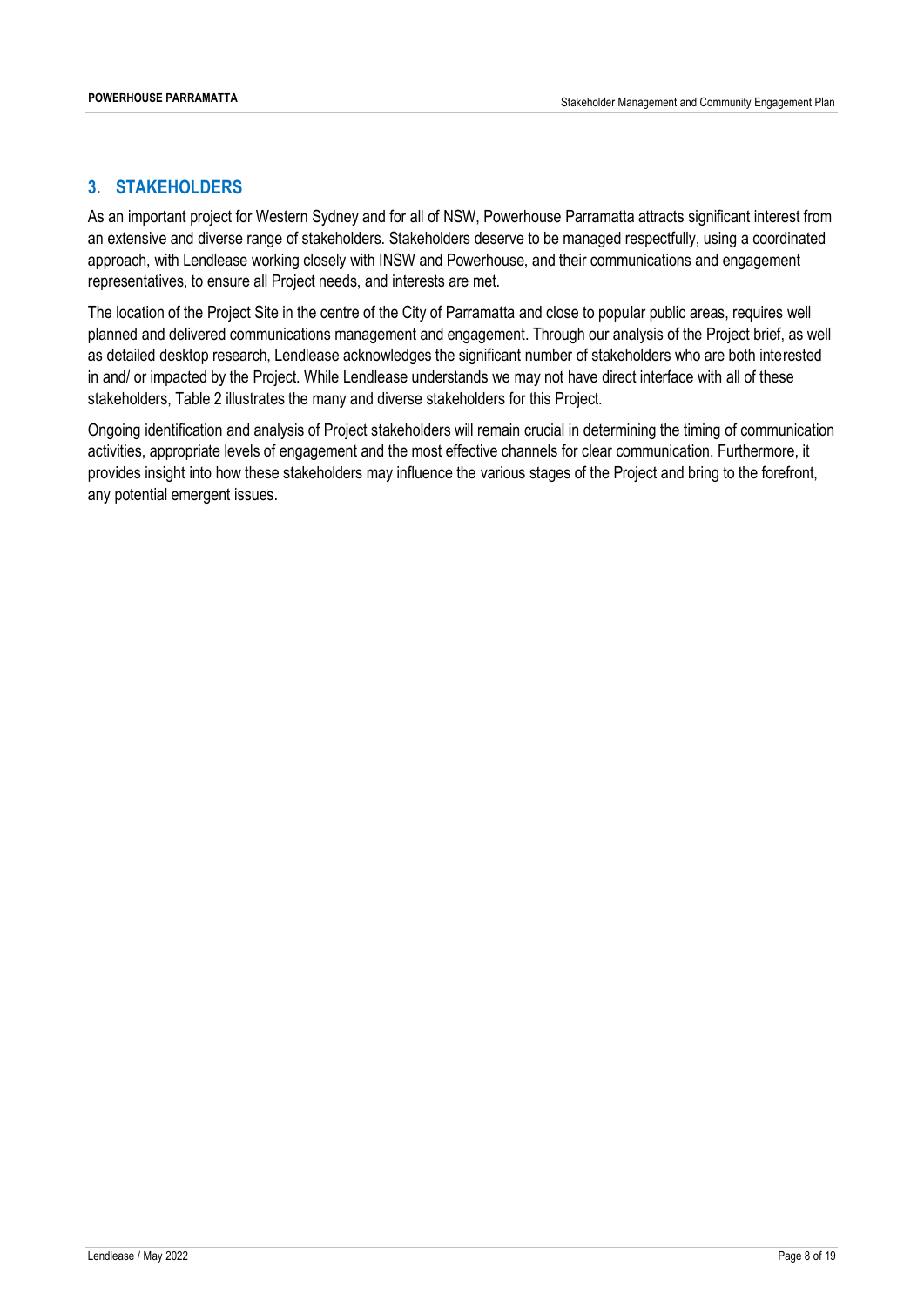## 3. STAKEHOLDERS

As an important project for Western Sydney and for all of NSW, Powerhouse Parramatta attracts significant interest from an extensive and diverse range of stakeholders. Stakeholders deserve to be managed respectfully, using a coordinated approach, with Lendlease working closely with INSW and Powerhouse, and their communications and engagement representatives, to ensure all Project needs, and interests are met.

The location of the Project Site in the centre of the City of Parramatta and close to popular public areas, requires well planned and delivered communications management and engagement. Through our analysis of the Project brief, as well as detailed desktop research, Lendlease acknowledges the significant number of stakeholders who are both interested in and/ or impacted by the Project. While Lendlease understands we may not have direct interface with all of these stakeholders, Table 2 illustrates the many and diverse stakeholders for this Project.

Ongoing identification and analysis of Project stakeholders will remain crucial in determining the timing of communication activities, appropriate levels of engagement and the most effective channels for clear communication. Furthermore, it provides insight into how these stakeholders may influence the various stages of the Project and bring to the forefront, any potential emergent issues.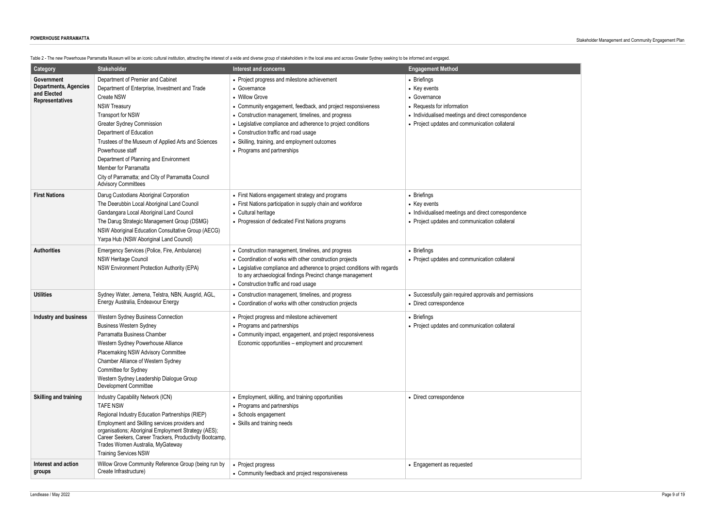Table 2 - The new Powerhouse Parramatta Museum will be an iconic cultural institution, attracting the interest of a wide and diverse group of stakeholders in the local area and across Greater Sydney seeking to be informed and engaged.

| Category | Stakeholder | Interest and concerns | Engagement Method |
|---|---|---|---|
| **Government Departments, Agencies and Elected Representatives** | Department of Premier and Cabinet<br>Department of Enterprise, Investment and Trade<br>Create NSW<br>NSW Treasury<br>Transport for NSW<br>Greater Sydney Commission<br>Department of Education<br>Trustees of the Museum of Applied Arts and Sciences<br>Powerhouse staff<br>Department of Planning and Environment<br>Member for Parramatta<br>City of Parramatta; and City of Parramatta Council Advisory Committees | • Project progress and milestone achievement<br>• Governance<br>• Willow Grove<br>• Community engagement, feedback, and project responsiveness<br>• Construction management, timelines, and progress<br>• Legislative compliance and adherence to project conditions<br>• Construction traffic and road usage<br>• Skilling, training, and employment outcomes<br>• Programs and partnerships | • Briefings<br>• Key events<br>• Governance<br>• Requests for information<br>• Individualised meetings and direct correspondence<br>• Project updates and communication collateral |
| **First Nations** | Darug Custodians Aboriginal Corporation<br>The Deerubbin Local Aboriginal Land Council<br>Gandangara Local Aboriginal Land Council<br>The Darug Strategic Management Group (DSMG)<br>NSW Aboriginal Education Consultative Group (AECG)<br>Yarpa Hub (NSW Aboriginal Land Council) | • First Nations engagement strategy and programs<br>• First Nations participation in supply chain and workforce<br>• Cultural heritage<br>• Progression of dedicated First Nations programs | • Briefings<br>• Key events<br>• Individualised meetings and direct correspondence<br>• Project updates and communication collateral |
| **Authorities** | Emergency Services (Police, Fire, Ambulance)<br>NSW Heritage Council<br>NSW Environment Protection Authority (EPA) | • Construction management, timelines, and progress<br>• Coordination of works with other construction projects<br>• Legislative compliance and adherence to project conditions with regards to any archaeological findings Precinct change management<br>• Construction traffic and road usage | • Briefings<br>• Project updates and communication collateral |
| **Utilities** | Sydney Water, Jemena, Telstra, NBN, Ausgrid, AGL, Energy Australia, Endeavour Energy | • Construction management, timelines, and progress<br>• Coordination of works with other construction projects | • Successfully gain required approvals and permissions<br>• Direct correspondence |
| **Industry and business** | Western Sydney Business Connection<br>Business Western Sydney<br>Parramatta Business Chamber<br>Western Sydney Powerhouse Alliance<br>Placemaking NSW Advisory Committee<br>Chamber Alliance of Western Sydney<br>Committee for Sydney<br>Western Sydney Leadership Dialogue Group Development Committee | • Project progress and milestone achievement<br>• Programs and partnerships<br>• Community impact, engagement, and project responsiveness<br>Economic opportunities – employment and procurement | • Briefings<br>• Project updates and communication collateral |
| **Skilling and training** | Industry Capability Network (ICN)<br>TAFE NSW<br>Regional Industry Education Partnerships (RIEP)<br>Employment and Skilling services providers and organisations; Aboriginal Employment Strategy (AES); Career Seekers, Career Trackers, Productivity Bootcamp, Trades Women Australia, MyGateway<br>Training Services NSW | • Employment, skilling, and training opportunities<br>• Programs and partnerships<br>• Schools engagement<br>• Skills and training needs | • Direct correspondence |
| **Interest and action groups** | Willow Grove Community Reference Group (being run by Create Infrastructure) | • Project progress<br>• Community feedback and project responsiveness | • Engagement as requested |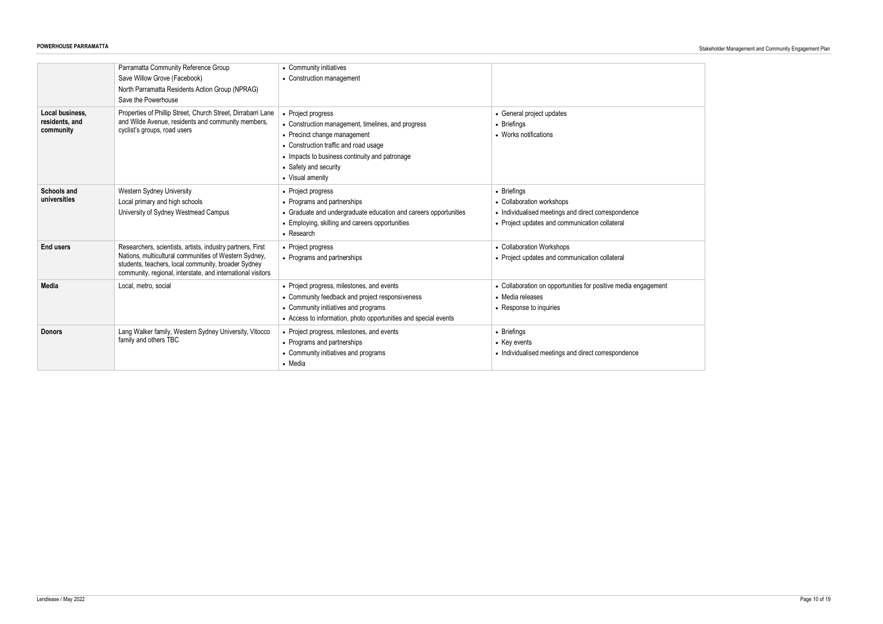| | | | |
|---|---|---|---|
| | Parramatta Community Reference Group<br>Save Willow Grove (Facebook)<br>North Parramatta Residents Action Group (NPRAG)<br>Save the Powerhouse | • Community initiatives<br>• Construction management | |
| **Local business, residents, and community** | Properties of Phillip Street, Church Street, Dirrabarri Lane and Wilde Avenue, residents and community members, cyclist's groups, road users | • Project progress<br>• Construction management, timelines, and progress<br>• Precinct change management<br>• Construction traffic and road usage<br>• Impacts to business continuity and patronage<br>• Safety and security<br>• Visual amenity | • General project updates<br>• Briefings<br>• Works notifications |
| **Schools and universities** | Western Sydney University<br>Local primary and high schools<br>University of Sydney Westmead Campus | • Project progress<br>• Programs and partnerships<br>• Graduate and undergraduate education and careers opportunities<br>• Employing, skilling and careers opportunities<br>• Research | • Briefings<br>• Collaboration workshops<br>• Individualised meetings and direct correspondence<br>• Project updates and communication collateral |
| **End users** | Researchers, scientists, artists, industry partners, First Nations, multicultural communities of Western Sydney, students, teachers, local community, broader Sydney community, regional, interstate, and international visitors | • Project progress<br>• Programs and partnerships | • Collaboration Workshops<br>• Project updates and communication collateral |
| **Media** | Local, metro, social | • Project progress, milestones, and events<br>• Community feedback and project responsiveness<br>• Community initiatives and programs<br>• Access to information, photo opportunities and special events | • Collaboration on opportunities for positive media engagement<br>• Media releases<br>• Response to inquiries |
| **Donors** | Lang Walker family, Western Sydney University, Vitocco family and others TBC | • Project progress, milestones, and events<br>• Programs and partnerships<br>• Community initiatives and programs<br>• Media | • Briefings<br>• Key events<br>• Individualised meetings and direct correspondence |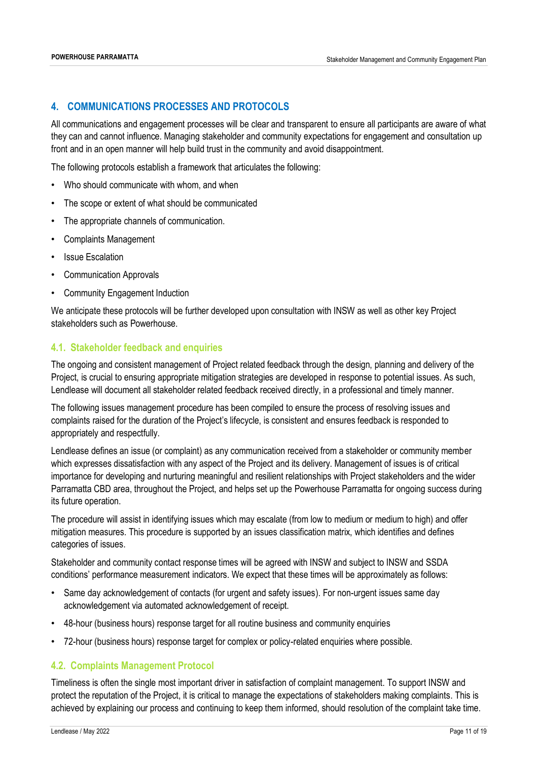## 4. COMMUNICATIONS PROCESSES AND PROTOCOLS

All communications and engagement processes will be clear and transparent to ensure all participants are aware of what they can and cannot influence. Managing stakeholder and community expectations for engagement and consultation up front and in an open manner will help build trust in the community and avoid disappointment.

The following protocols establish a framework that articulates the following:

- Who should communicate with whom, and when
- The scope or extent of what should be communicated
- The appropriate channels of communication.
- Complaints Management
- Issue Escalation
- Communication Approvals
- Community Engagement Induction

We anticipate these protocols will be further developed upon consultation with INSW as well as other key Project stakeholders such as Powerhouse.

### 4.1. Stakeholder feedback and enquiries

The ongoing and consistent management of Project related feedback through the design, planning and delivery of the Project, is crucial to ensuring appropriate mitigation strategies are developed in response to potential issues. As such, Lendlease will document all stakeholder related feedback received directly, in a professional and timely manner.

The following issues management procedure has been compiled to ensure the process of resolving issues and complaints raised for the duration of the Project's lifecycle, is consistent and ensures feedback is responded to appropriately and respectfully.

Lendlease defines an issue (or complaint) as any communication received from a stakeholder or community member which expresses dissatisfaction with any aspect of the Project and its delivery. Management of issues is of critical importance for developing and nurturing meaningful and resilient relationships with Project stakeholders and the wider Parramatta CBD area, throughout the Project, and helps set up the Powerhouse Parramatta for ongoing success during its future operation.

The procedure will assist in identifying issues which may escalate (from low to medium or medium to high) and offer mitigation measures. This procedure is supported by an issues classification matrix, which identifies and defines categories of issues.

Stakeholder and community contact response times will be agreed with INSW and subject to INSW and SSDA conditions' performance measurement indicators. We expect that these times will be approximately as follows:

- Same day acknowledgement of contacts (for urgent and safety issues). For non-urgent issues same day acknowledgement via automated acknowledgement of receipt.
- 48-hour (business hours) response target for all routine business and community enquiries
- 72-hour (business hours) response target for complex or policy-related enquiries where possible.

### 4.2. Complaints Management Protocol

Timeliness is often the single most important driver in satisfaction of complaint management. To support INSW and protect the reputation of the Project, it is critical to manage the expectations of stakeholders making complaints. This is achieved by explaining our process and continuing to keep them informed, should resolution of the complaint take time.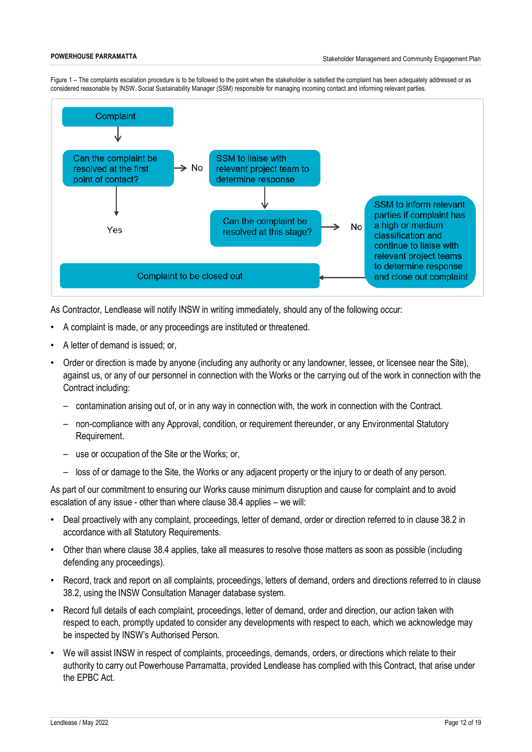Figure 1 – The complaints escalation procedure is to be followed to the point when the stakeholder is satisfied the complaint has been adequately addressed or as considered reasonable by INSW. Social Sustainability Manager (SSM) responsible for managing incoming contact and informing relevant parties.

Complaint

Can the complaint be resolved at the first point of contact?

No

SSM to liaise with relevant project team to determine response

Yes

Can the complaint be resolved at this stage?

No

SSM to inform relevant parties if complaint has a high or medium classification and continue to liaise with relevant project teams to determine response and close out complaint

Complaint to be closed out

As Contractor, Lendlease will notify INSW in writing immediately, should any of the following occur:

- A complaint is made, or any proceedings are instituted or threatened.
- A letter of demand is issued; or,
- Order or direction is made by anyone (including any authority or any landowner, lessee, or licensee near the Site), against us, or any of our personnel in connection with the Works or the carrying out of the work in connection with the Contract including:
  - contamination arising out of, or in any way in connection with, the work in connection with the Contract.
  - non-compliance with any Approval, condition, or requirement thereunder, or any Environmental Statutory Requirement.
  - use or occupation of the Site or the Works; or,
  - loss of or damage to the Site, the Works or any adjacent property or the injury to or death of any person.

As part of our commitment to ensuring our Works cause minimum disruption and cause for complaint and to avoid escalation of any issue - other than where clause 38.4 applies – we will:

- Deal proactively with any complaint, proceedings, letter of demand, order or direction referred to in clause 38.2 in accordance with all Statutory Requirements.
- Other than where clause 38.4 applies, take all measures to resolve those matters as soon as possible (including defending any proceedings).
- Record, track and report on all complaints, proceedings, letters of demand, orders and directions referred to in clause 38.2, using the INSW Consultation Manager database system.
- Record full details of each complaint, proceedings, letter of demand, order and direction, our action taken with respect to each, promptly updated to consider any developments with respect to each, which we acknowledge may be inspected by INSW's Authorised Person.
- We will assist INSW in respect of complaints, proceedings, demands, orders, or directions which relate to their authority to carry out Powerhouse Parramatta, provided Lendlease has complied with this Contract, that arise under the EPBC Act.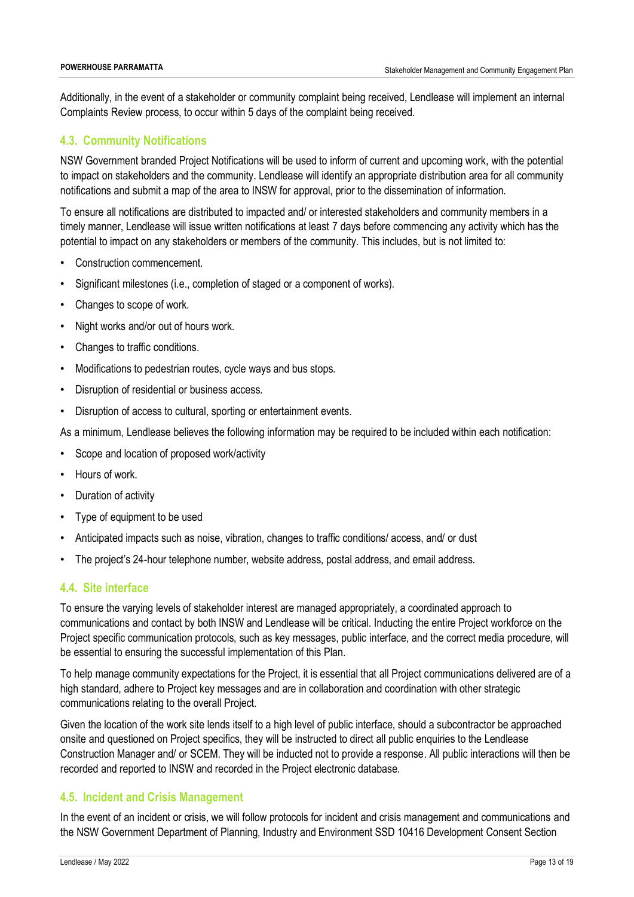Additionally, in the event of a stakeholder or community complaint being received, Lendlease will implement an internal Complaints Review process, to occur within 5 days of the complaint being received.

### 4.3. Community Notifications

NSW Government branded Project Notifications will be used to inform of current and upcoming work, with the potential to impact on stakeholders and the community. Lendlease will identify an appropriate distribution area for all community notifications and submit a map of the area to INSW for approval, prior to the dissemination of information.

To ensure all notifications are distributed to impacted and/ or interested stakeholders and community members in a timely manner, Lendlease will issue written notifications at least 7 days before commencing any activity which has the potential to impact on any stakeholders or members of the community. This includes, but is not limited to:

- Construction commencement.
- Significant milestones (i.e., completion of staged or a component of works).
- Changes to scope of work.
- Night works and/or out of hours work.
- Changes to traffic conditions.
- Modifications to pedestrian routes, cycle ways and bus stops.
- Disruption of residential or business access.
- Disruption of access to cultural, sporting or entertainment events.

As a minimum, Lendlease believes the following information may be required to be included within each notification:

- Scope and location of proposed work/activity
- Hours of work.
- Duration of activity
- Type of equipment to be used
- Anticipated impacts such as noise, vibration, changes to traffic conditions/ access, and/ or dust
- The project's 24-hour telephone number, website address, postal address, and email address.

### 4.4. Site interface

To ensure the varying levels of stakeholder interest are managed appropriately, a coordinated approach to communications and contact by both INSW and Lendlease will be critical. Inducting the entire Project workforce on the Project specific communication protocols, such as key messages, public interface, and the correct media procedure, will be essential to ensuring the successful implementation of this Plan.

To help manage community expectations for the Project, it is essential that all Project communications delivered are of a high standard, adhere to Project key messages and are in collaboration and coordination with other strategic communications relating to the overall Project.

Given the location of the work site lends itself to a high level of public interface, should a subcontractor be approached onsite and questioned on Project specifics, they will be instructed to direct all public enquiries to the Lendlease Construction Manager and/ or SCEM. They will be inducted not to provide a response. All public interactions will then be recorded and reported to INSW and recorded in the Project electronic database.

### 4.5. Incident and Crisis Management

In the event of an incident or crisis, we will follow protocols for incident and crisis management and communications and the NSW Government Department of Planning, Industry and Environment SSD 10416 Development Consent Section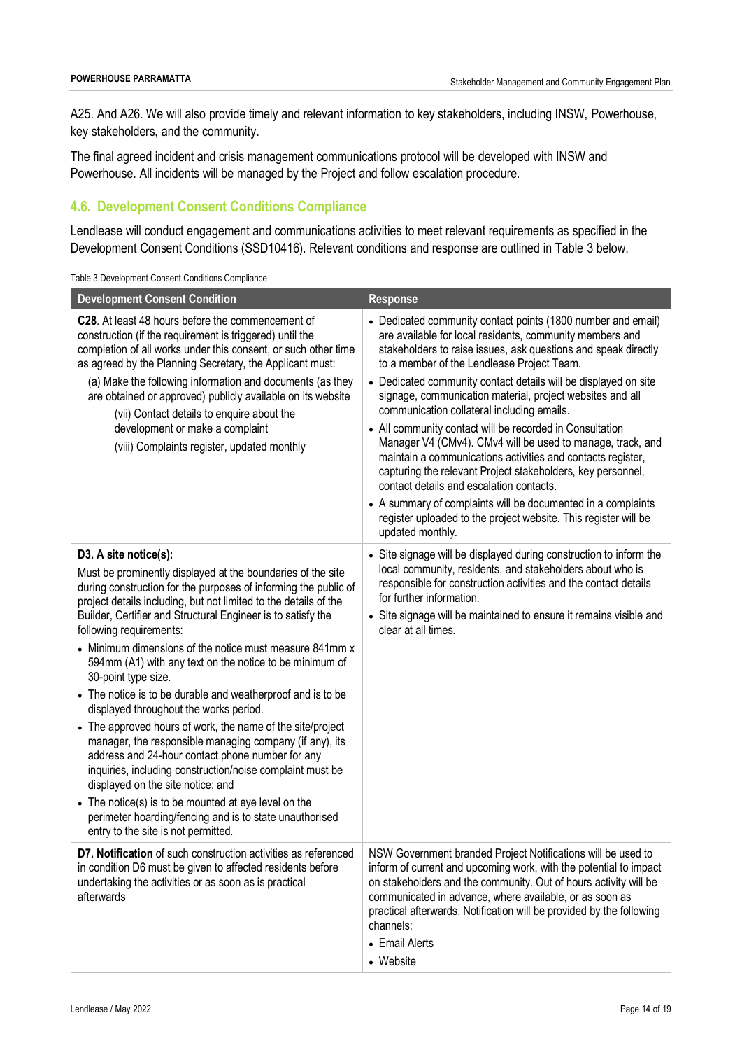A25. And A26. We will also provide timely and relevant information to key stakeholders, including INSW, Powerhouse, key stakeholders, and the community.

The final agreed incident and crisis management communications protocol will be developed with INSW and Powerhouse. All incidents will be managed by the Project and follow escalation procedure.

## 4.6. Development Consent Conditions Compliance

Lendlease will conduct engagement and communications activities to meet relevant requirements as specified in the Development Consent Conditions (SSD10416). Relevant conditions and response are outlined in Table 3 below.

Table 3 Development Consent Conditions Compliance

| Development Consent Condition | Response |
|---|---|
| **C28**. At least 48 hours before the commencement of construction (if the requirement is triggered) until the completion of all works under this consent, or such other time as agreed by the Planning Secretary, the Applicant must:<br>(a) Make the following information and documents (as they are obtained or approved) publicly available on its website<br>(vii) Contact details to enquire about the development or make a complaint<br>(viii) Complaints register, updated monthly | • Dedicated community contact points (1800 number and email) are available for local residents, community members and stakeholders to raise issues, ask questions and speak directly to a member of the Lendlease Project Team.<br>• Dedicated community contact details will be displayed on site signage, communication material, project websites and all communication collateral including emails.<br>• All community contact will be recorded in Consultation Manager V4 (CMv4). CMv4 will be used to manage, track, and maintain a communications activities and contacts register, capturing the relevant Project stakeholders, key personnel, contact details and escalation contacts.<br>• A summary of complaints will be documented in a complaints register uploaded to the project website. This register will be updated monthly. |
| **D3. A site notice(s):**<br>Must be prominently displayed at the boundaries of the site during construction for the purposes of informing the public of project details including, but not limited to the details of the Builder, Certifier and Structural Engineer is to satisfy the following requirements:<br>• Minimum dimensions of the notice must measure 841mm x 594mm (A1) with any text on the notice to be minimum of 30-point type size.<br>• The notice is to be durable and weatherproof and is to be displayed throughout the works period.<br>• The approved hours of work, the name of the site/project manager, the responsible managing company (if any), its address and 24-hour contact phone number for any inquiries, including construction/noise complaint must be displayed on the site notice; and<br>• The notice(s) is to be mounted at eye level on the perimeter hoarding/fencing and is to state unauthorised entry to the site is not permitted. | • Site signage will be displayed during construction to inform the local community, residents, and stakeholders about who is responsible for construction activities and the contact details for further information.<br>• Site signage will be maintained to ensure it remains visible and clear at all times. |
| **D7. Notification** of such construction activities as referenced in condition D6 must be given to affected residents before undertaking the activities or as soon as is practical afterwards | NSW Government branded Project Notifications will be used to inform of current and upcoming work, with the potential to impact on stakeholders and the community. Out of hours activity will be communicated in advance, where available, or as soon as practical afterwards. Notification will be provided by the following channels:<br>• Email Alerts<br>• Website |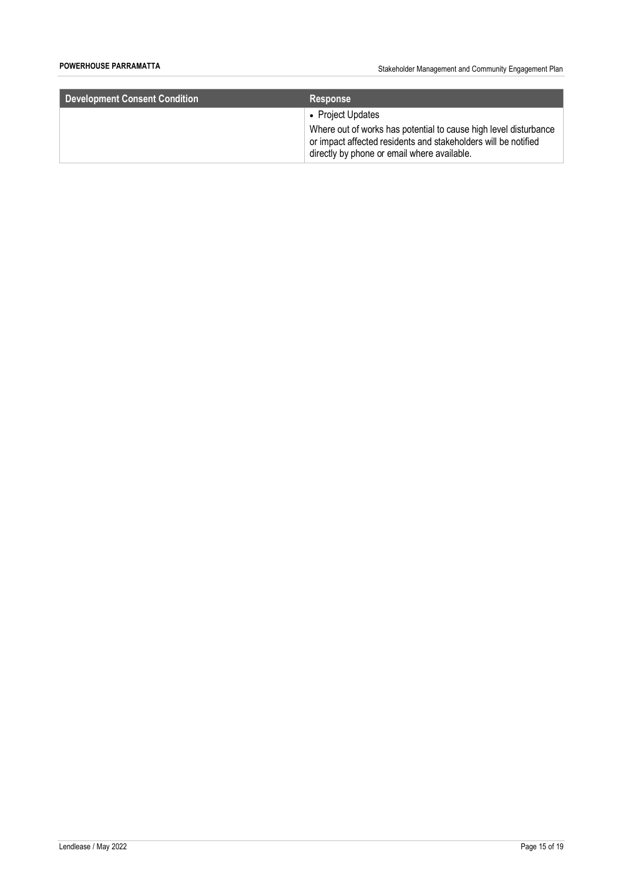| Development Consent Condition | Response |
|---|---|
| | • Project Updates<br>Where out of works has potential to cause high level disturbance or impact affected residents and stakeholders will be notified directly by phone or email where available. |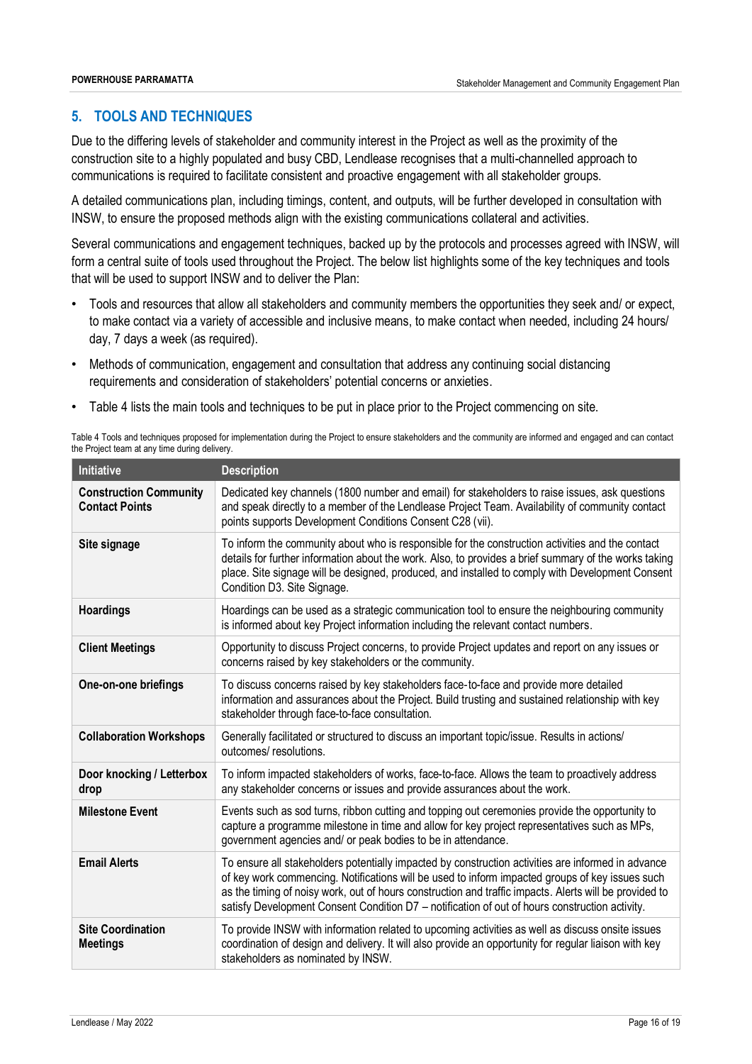## 5. TOOLS AND TECHNIQUES

Due to the differing levels of stakeholder and community interest in the Project as well as the proximity of the construction site to a highly populated and busy CBD, Lendlease recognises that a multi-channelled approach to communications is required to facilitate consistent and proactive engagement with all stakeholder groups.

A detailed communications plan, including timings, content, and outputs, will be further developed in consultation with INSW, to ensure the proposed methods align with the existing communications collateral and activities.

Several communications and engagement techniques, backed up by the protocols and processes agreed with INSW, will form a central suite of tools used throughout the Project. The below list highlights some of the key techniques and tools that will be used to support INSW and to deliver the Plan:

- Tools and resources that allow all stakeholders and community members the opportunities they seek and/ or expect, to make contact via a variety of accessible and inclusive means, to make contact when needed, including 24 hours/ day, 7 days a week (as required).
- Methods of communication, engagement and consultation that address any continuing social distancing requirements and consideration of stakeholders' potential concerns or anxieties.
- Table 4 lists the main tools and techniques to be put in place prior to the Project commencing on site.

Table 4 Tools and techniques proposed for implementation during the Project to ensure stakeholders and the community are informed and engaged and can contact the Project team at any time during delivery.

| Initiative | Description |
|---|---|
| **Construction Community Contact Points** | Dedicated key channels (1800 number and email) for stakeholders to raise issues, ask questions and speak directly to a member of the Lendlease Project Team. Availability of community contact points supports Development Conditions Consent C28 (vii). |
| **Site signage** | To inform the community about who is responsible for the construction activities and the contact details for further information about the work. Also, to provides a brief summary of the works taking place. Site signage will be designed, produced, and installed to comply with Development Consent Condition D3. Site Signage. |
| **Hoardings** | Hoardings can be used as a strategic communication tool to ensure the neighbouring community is informed about key Project information including the relevant contact numbers. |
| **Client Meetings** | Opportunity to discuss Project concerns, to provide Project updates and report on any issues or concerns raised by key stakeholders or the community. |
| **One-on-one briefings** | To discuss concerns raised by key stakeholders face-to-face and provide more detailed information and assurances about the Project. Build trusting and sustained relationship with key stakeholder through face-to-face consultation. |
| **Collaboration Workshops** | Generally facilitated or structured to discuss an important topic/issue. Results in actions/ outcomes/ resolutions. |
| **Door knocking / Letterbox drop** | To inform impacted stakeholders of works, face-to-face. Allows the team to proactively address any stakeholder concerns or issues and provide assurances about the work. |
| **Milestone Event** | Events such as sod turns, ribbon cutting and topping out ceremonies provide the opportunity to capture a programme milestone in time and allow for key project representatives such as MPs, government agencies and/ or peak bodies to be in attendance. |
| **Email Alerts** | To ensure all stakeholders potentially impacted by construction activities are informed in advance of key work commencing. Notifications will be used to inform impacted groups of key issues such as the timing of noisy work, out of hours construction and traffic impacts. Alerts will be provided to satisfy Development Consent Condition D7 – notification of out of hours construction activity. |
| **Site Coordination Meetings** | To provide INSW with information related to upcoming activities as well as discuss onsite issues coordination of design and delivery. It will also provide an opportunity for regular liaison with key stakeholders as nominated by INSW. |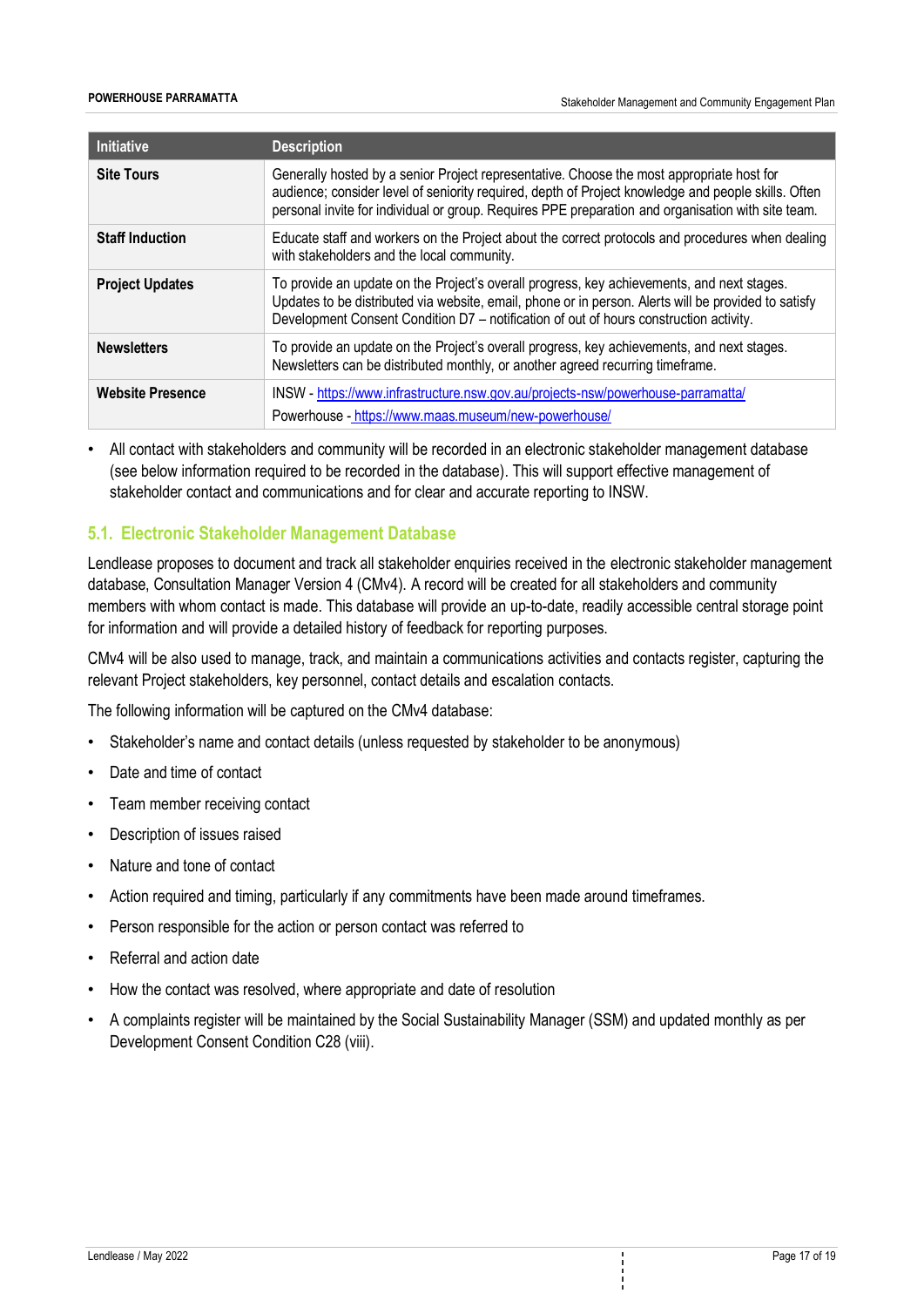| Initiative | Description |
| --- | --- |
| **Site Tours** | Generally hosted by a senior Project representative. Choose the most appropriate host for audience; consider level of seniority required, depth of Project knowledge and people skills. Often personal invite for individual or group. Requires PPE preparation and organisation with site team. |
| **Staff Induction** | Educate staff and workers on the Project about the correct protocols and procedures when dealing with stakeholders and the local community. |
| **Project Updates** | To provide an update on the Project's overall progress, key achievements, and next stages. Updates to be distributed via website, email, phone or in person. Alerts will be provided to satisfy Development Consent Condition D7 – notification of out of hours construction activity. |
| **Newsletters** | To provide an update on the Project's overall progress, key achievements, and next stages. Newsletters can be distributed monthly, or another agreed recurring timeframe. |
| **Website Presence** | INSW - https://www.infrastructure.nsw.gov.au/projects-nsw/powerhouse-parramatta/<br>Powerhouse - https://www.maas.museum/new-powerhouse/ |

- All contact with stakeholders and community will be recorded in an electronic stakeholder management database (see below information required to be recorded in the database). This will support effective management of stakeholder contact and communications and for clear and accurate reporting to INSW.

## 5.1. Electronic Stakeholder Management Database

Lendlease proposes to document and track all stakeholder enquiries received in the electronic stakeholder management database, Consultation Manager Version 4 (CMv4). A record will be created for all stakeholders and community members with whom contact is made. This database will provide an up-to-date, readily accessible central storage point for information and will provide a detailed history of feedback for reporting purposes.

CMv4 will be also used to manage, track, and maintain a communications activities and contacts register, capturing the relevant Project stakeholders, key personnel, contact details and escalation contacts.

The following information will be captured on the CMv4 database:

- Stakeholder's name and contact details (unless requested by stakeholder to be anonymous)
- Date and time of contact
- Team member receiving contact
- Description of issues raised
- Nature and tone of contact
- Action required and timing, particularly if any commitments have been made around timeframes.
- Person responsible for the action or person contact was referred to
- Referral and action date
- How the contact was resolved, where appropriate and date of resolution
- A complaints register will be maintained by the Social Sustainability Manager (SSM) and updated monthly as per Development Consent Condition C28 (viii).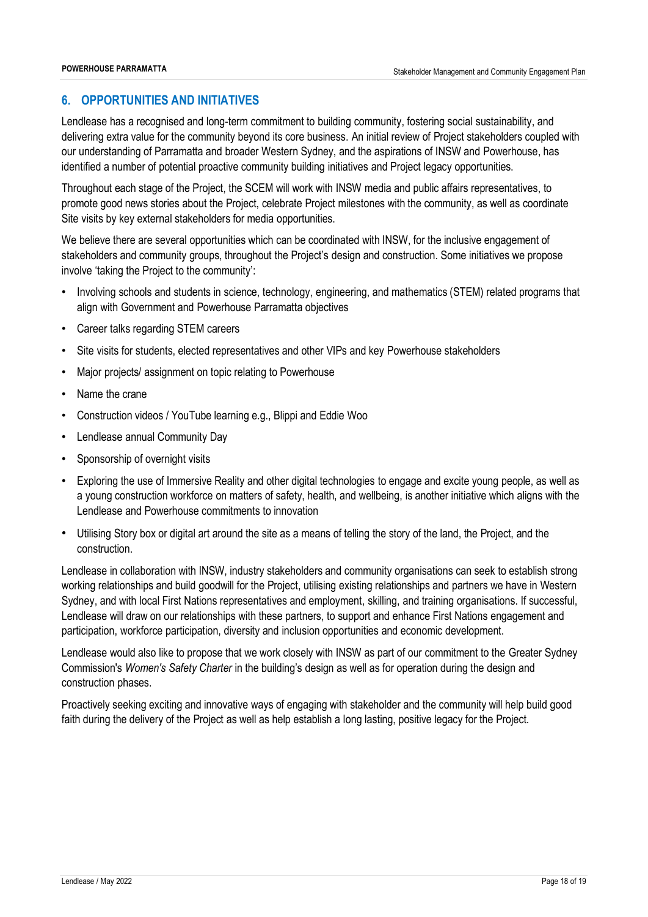## 6. OPPORTUNITIES AND INITIATIVES

Lendlease has a recognised and long-term commitment to building community, fostering social sustainability, and delivering extra value for the community beyond its core business. An initial review of Project stakeholders coupled with our understanding of Parramatta and broader Western Sydney, and the aspirations of INSW and Powerhouse, has identified a number of potential proactive community building initiatives and Project legacy opportunities.

Throughout each stage of the Project, the SCEM will work with INSW media and public affairs representatives, to promote good news stories about the Project, celebrate Project milestones with the community, as well as coordinate Site visits by key external stakeholders for media opportunities.

We believe there are several opportunities which can be coordinated with INSW, for the inclusive engagement of stakeholders and community groups, throughout the Project's design and construction. Some initiatives we propose involve 'taking the Project to the community':

- Involving schools and students in science, technology, engineering, and mathematics (STEM) related programs that align with Government and Powerhouse Parramatta objectives
- Career talks regarding STEM careers
- Site visits for students, elected representatives and other VIPs and key Powerhouse stakeholders
- Major projects/ assignment on topic relating to Powerhouse
- Name the crane
- Construction videos / YouTube learning e.g., Blippi and Eddie Woo
- Lendlease annual Community Day
- Sponsorship of overnight visits
- Exploring the use of Immersive Reality and other digital technologies to engage and excite young people, as well as a young construction workforce on matters of safety, health, and wellbeing, is another initiative which aligns with the Lendlease and Powerhouse commitments to innovation
- Utilising Story box or digital art around the site as a means of telling the story of the land, the Project, and the construction.

Lendlease in collaboration with INSW, industry stakeholders and community organisations can seek to establish strong working relationships and build goodwill for the Project, utilising existing relationships and partners we have in Western Sydney, and with local First Nations representatives and employment, skilling, and training organisations. If successful, Lendlease will draw on our relationships with these partners, to support and enhance First Nations engagement and participation, workforce participation, diversity and inclusion opportunities and economic development.

Lendlease would also like to propose that we work closely with INSW as part of our commitment to the Greater Sydney Commission's *Women's Safety Charter* in the building's design as well as for operation during the design and construction phases.

Proactively seeking exciting and innovative ways of engaging with stakeholder and the community will help build good faith during the delivery of the Project as well as help establish a long lasting, positive legacy for the Project.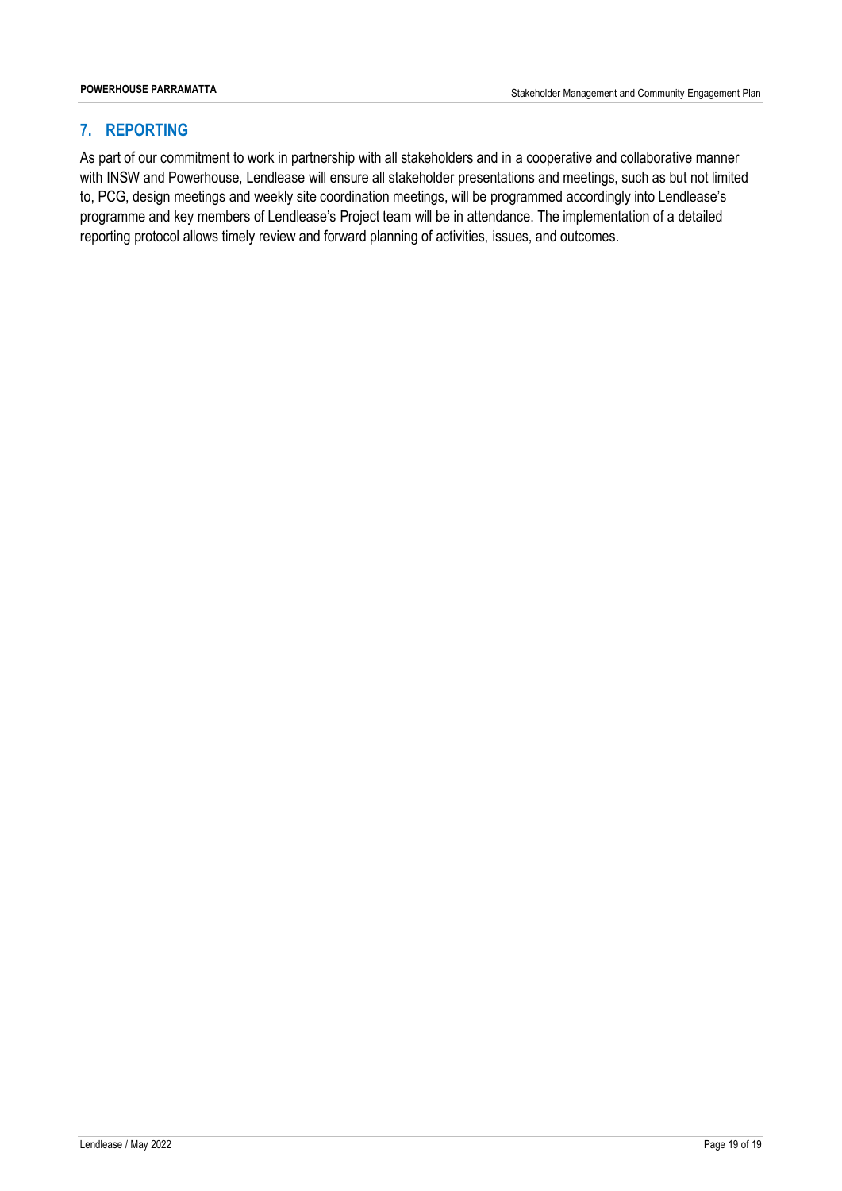## 7. REPORTING

As part of our commitment to work in partnership with all stakeholders and in a cooperative and collaborative manner with INSW and Powerhouse, Lendlease will ensure all stakeholder presentations and meetings, such as but not limited to, PCG, design meetings and weekly site coordination meetings, will be programmed accordingly into Lendlease's programme and key members of Lendlease's Project team will be in attendance. The implementation of a detailed reporting protocol allows timely review and forward planning of activities, issues, and outcomes.